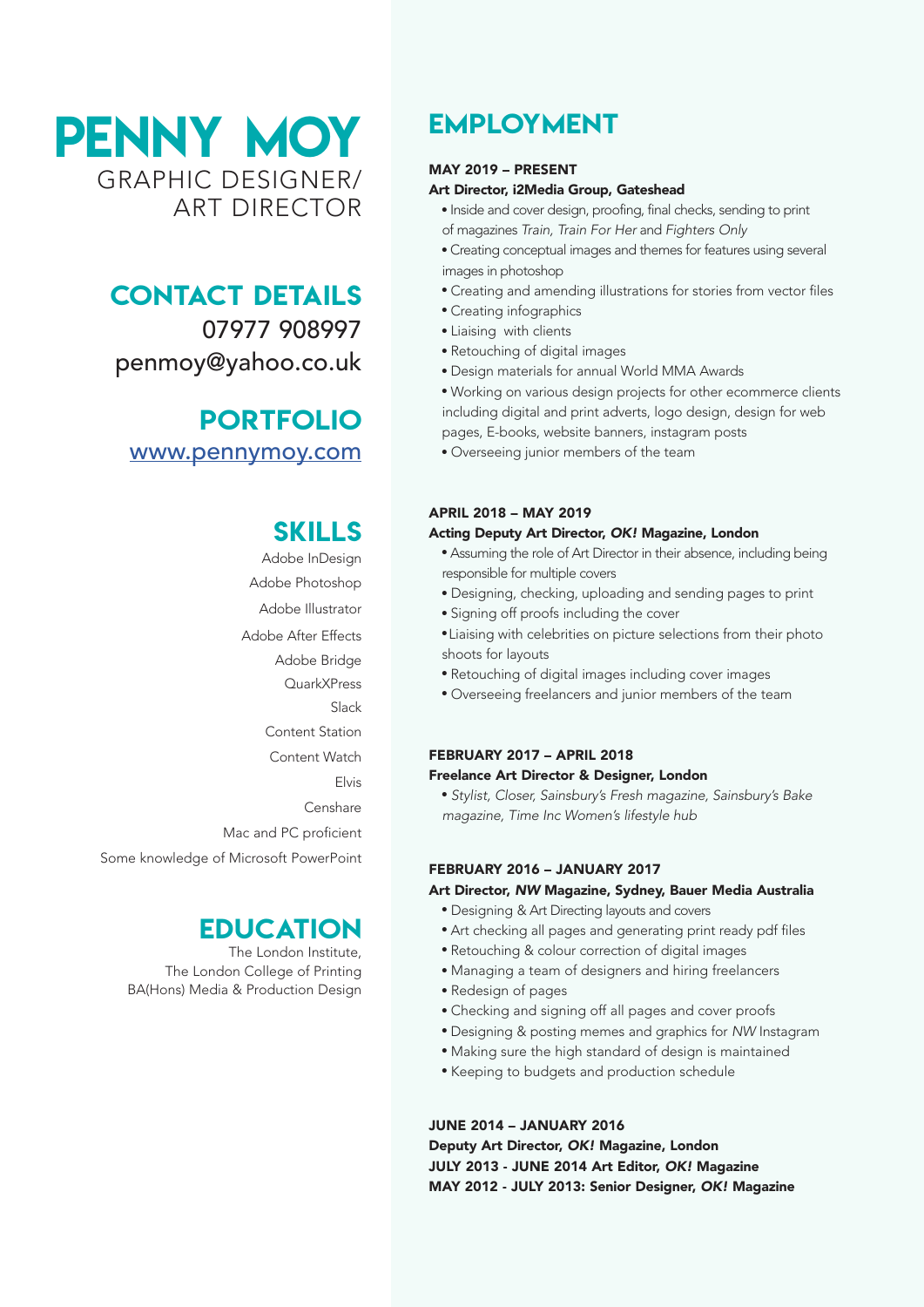# PENNY MOY

GRAPHIC DESIGNER/ ART DIRECTOR

## CONTACT DETAILS

07977 908997

penmoy@yahoo.co.uk

## PORTFOLIO

www.pennymoy.com

## SKILLS

Adobe InDesign
Adobe Photoshop
Adobe Illustrator
Adobe After Effects
Adobe Bridge
QuarkXPress
Slack
Content Station
Content Watch
Elvis
Censhare
Mac and PC proficient
Some knowledge of Microsoft PowerPoint

## EDUCATION

The London Institute,
The London College of Printing
BA(Hons) Media & Production Design

## EMPLOYMENT

**MAY 2019 – PRESENT**
**Art Director, i2Media Group, Gateshead**

- Inside and cover design, proofing, final checks, sending to print of magazines *Train, Train For Her* and *Fighters Only*
- Creating conceptual images and themes for features using several images in photoshop
- Creating and amending illustrations for stories from vector files
- Creating infographics
- Liaising with clients
- Retouching of digital images
- Design materials for annual World MMA Awards
- Working on various design projects for other ecommerce clients including digital and print adverts, logo design, design for web pages, E-books, website banners, instagram posts
- Overseeing junior members of the team

**APRIL 2018 – MAY 2019**
**Acting Deputy Art Director, *OK!* Magazine, London**

- Assuming the role of Art Director in their absence, including being responsible for multiple covers
- Designing, checking, uploading and sending pages to print
- Signing off proofs including the cover
- Liaising with celebrities on picture selections from their photo shoots for layouts
- Retouching of digital images including cover images
- Overseeing freelancers and junior members of the team

**FEBRUARY 2017 – APRIL 2018**
**Freelance Art Director & Designer, London**

- *Stylist, Closer, Sainsbury's Fresh magazine, Sainsbury's Bake magazine, Time Inc Women's lifestyle hub*

**FEBRUARY 2016 – JANUARY 2017**
**Art Director, *NW* Magazine, Sydney, Bauer Media Australia**

- Designing & Art Directing layouts and covers
- Art checking all pages and generating print ready pdf files
- Retouching & colour correction of digital images
- Managing a team of designers and hiring freelancers
- Redesign of pages
- Checking and signing off all pages and cover proofs
- Designing & posting memes and graphics for *NW* Instagram
- Making sure the high standard of design is maintained
- Keeping to budgets and production schedule

**JUNE 2014 – JANUARY 2016**
**Deputy Art Director, *OK!* Magazine, London**
**JULY 2013 - JUNE 2014 Art Editor, *OK!* Magazine**
**MAY 2012 - JULY 2013: Senior Designer, *OK!* Magazine**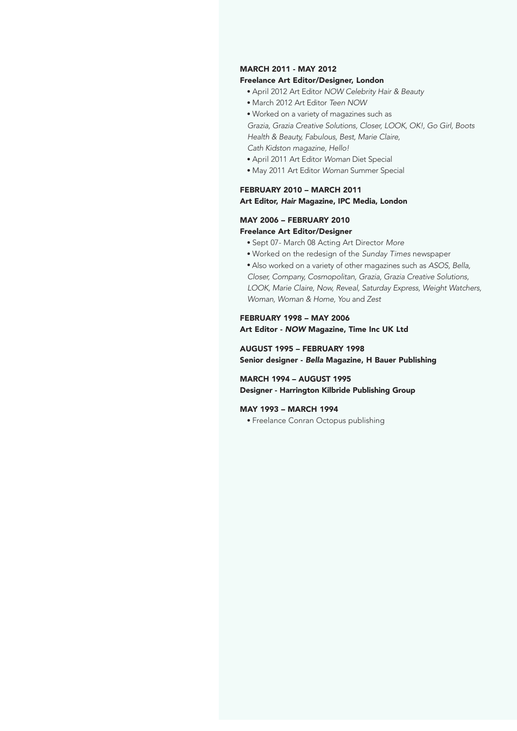**MARCH 2011 - MAY 2012**
**Freelance Art Editor/Designer, London**

- April 2012 Art Editor *NOW Celebrity Hair & Beauty*
- March 2012 Art Editor *Teen NOW*
- Worked on a variety of magazines such as *Grazia, Grazia Creative Solutions, Closer, LOOK, OK!, Go Girl, Boots Health & Beauty, Fabulous, Best, Marie Claire, Cath Kidston magazine, Hello!*
- April 2011 Art Editor *Woman* Diet Special
- May 2011 Art Editor *Woman* Summer Special

**FEBRUARY 2010 – MARCH 2011**
**Art Editor, *Hair* Magazine, IPC Media, London**

**MAY 2006 – FEBRUARY 2010**
**Freelance Art Editor/Designer**

- Sept 07- March 08 Acting Art Director *More*
- Worked on the redesign of the *Sunday Times* newspaper
- Also worked on a variety of other magazines such as *ASOS, Bella, Closer, Company, Cosmopolitan, Grazia, Grazia Creative Solutions, LOOK, Marie Claire, Now, Reveal, Saturday Express, Weight Watchers, Woman, Woman & Home, You* and *Zest*

**FEBRUARY 1998 – MAY 2006**
**Art Editor - *NOW* Magazine, Time Inc UK Ltd**

**AUGUST 1995 – FEBRUARY 1998**
**Senior designer - *Bella* Magazine, H Bauer Publishing**

**MARCH 1994 – AUGUST 1995**
**Designer - Harrington Kilbride Publishing Group**

**MAY 1993 – MARCH 1994**

- Freelance Conran Octopus publishing